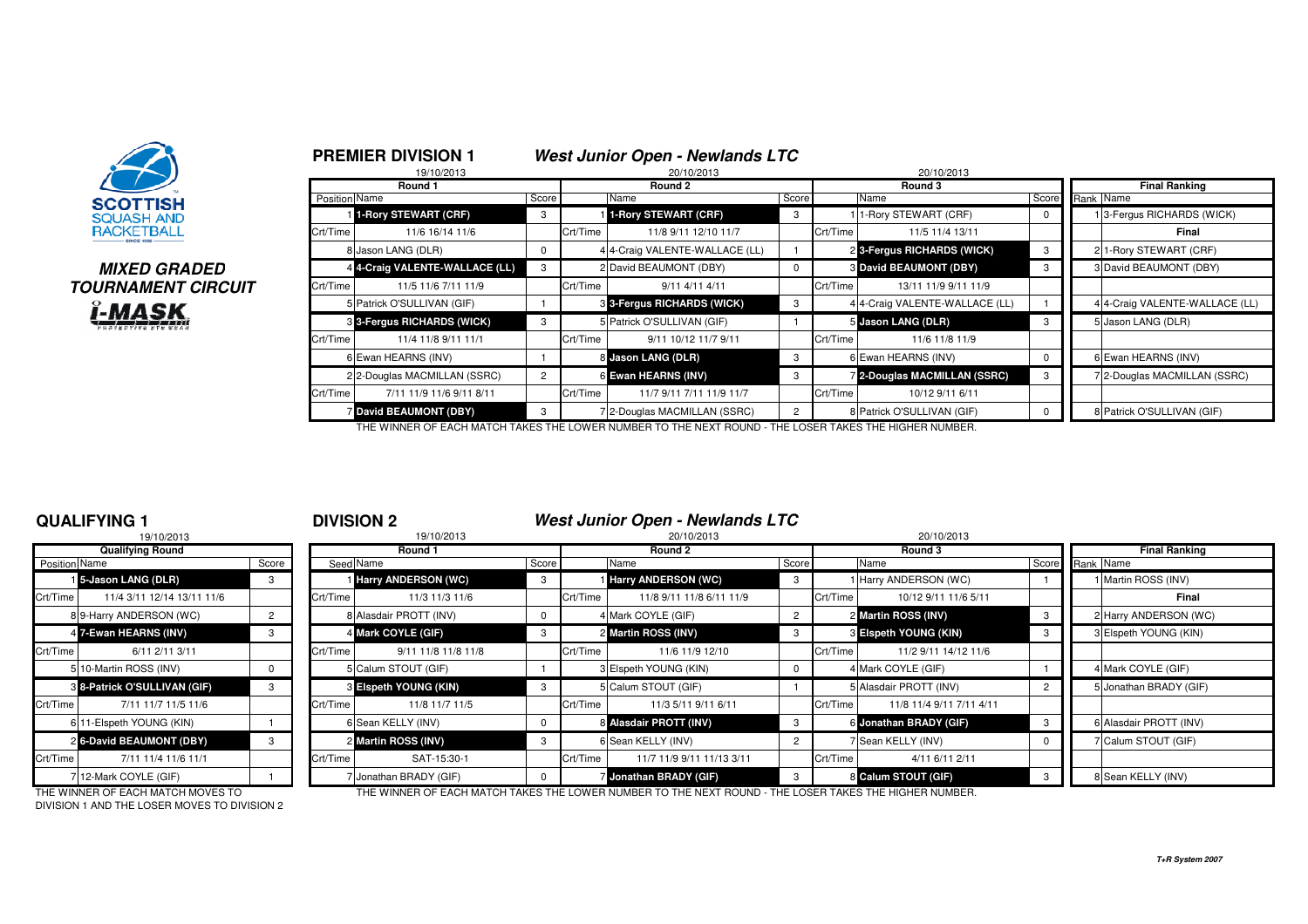**SCOTTISH SQUASH AND RACKETBALL**

***MIXED GRADED TOURNAMENT CIRCUIT***

***i-MASK***

## PREMIER DIVISION 1

### *West Junior Open - Newlands LTC*

| Round 1 (19/10/2013) | | | Round 2 (20/10/2013) | | | Round 3 (20/10/2013) | | | Final Ranking | |
|---|---|---|---|---|---|---|---|---|---|---|
| Position | Name | Score | | Name | Score | | Name | Score | Rank | Name |
| 1 | **1-Rory STEWART (CRF)** | 3 | 1 | **1-Rory STEWART (CRF)** | 3 | 1 | 1-Rory STEWART (CRF) | 0 | 1 | 3-Fergus RICHARDS (WICK) |
| Crt/Time | 11/6 16/14 11/6 | | Crt/Time | 11/8 9/11 12/10 11/7 | | Crt/Time | 11/5 11/4 13/11 | | | **Final** |
| 8 | Jason LANG (DLR) | 0 | 4 | 4-Craig VALENTE-WALLACE (LL) | 1 | 2 | **3-Fergus RICHARDS (WICK)** | 3 | 2 | 1-Rory STEWART (CRF) |
| 4 | **4-Craig VALENTE-WALLACE (LL)** | 3 | 2 | David BEAUMONT (DBY) | 0 | 3 | **David BEAUMONT (DBY)** | 3 | 3 | David BEAUMONT (DBY) |
| Crt/Time | 11/5 11/6 7/11 11/9 | | Crt/Time | 9/11 4/11 4/11 | | Crt/Time | 13/11 11/9 9/11 11/9 | | | |
| 5 | Patrick O'SULLIVAN (GIF) | 1 | 3 | **3-Fergus RICHARDS (WICK)** | 3 | 4 | 4-Craig VALENTE-WALLACE (LL) | 1 | 4 | 4-Craig VALENTE-WALLACE (LL) |
| 3 | **3-Fergus RICHARDS (WICK)** | 3 | 5 | Patrick O'SULLIVAN (GIF) | 1 | 5 | **Jason LANG (DLR)** | 3 | 5 | Jason LANG (DLR) |
| Crt/Time | 11/4 11/8 9/11 11/1 | | Crt/Time | 9/11 10/12 11/7 9/11 | | Crt/Time | 11/6 11/8 11/9 | | | |
| 6 | Ewan HEARNS (INV) | 1 | 8 | **Jason LANG (DLR)** | 3 | 6 | Ewan HEARNS (INV) | 0 | 6 | Ewan HEARNS (INV) |
| 2 | 2-Douglas MACMILLAN (SSRC) | 2 | 6 | **Ewan HEARNS (INV)** | 3 | 7 | **2-Douglas MACMILLAN (SSRC)** | 3 | 7 | 2-Douglas MACMILLAN (SSRC) |
| Crt/Time | 7/11 11/9 11/6 9/11 8/11 | | Crt/Time | 11/7 9/11 7/11 11/9 11/7 | | Crt/Time | 10/12 9/11 6/11 | | | |
| 7 | **David BEAUMONT (DBY)** | 3 | 7 | 2-Douglas MACMILLAN (SSRC) | 2 | 8 | Patrick O'SULLIVAN (GIF) | 0 | 8 | Patrick O'SULLIVAN (GIF) |

THE WINNER OF EACH MATCH TAKES THE LOWER NUMBER TO THE NEXT ROUND - THE LOSER TAKES THE HIGHER NUMBER.

## QUALIFYING 1

| Qualifying Round (19/10/2013) | | |
|---|---|---|
| Position | Name | Score |
| 1 | **5-Jason LANG (DLR)** | 3 |
| Crt/Time | 11/4 3/11 12/14 13/11 11/6 | |
| 8 | 9-Harry ANDERSON (WC) | 2 |
| 4 | **7-Ewan HEARNS (INV)** | 3 |
| Crt/Time | 6/11 2/11 3/11 | |
| 5 | 10-Martin ROSS (INV) | 0 |
| 3 | **8-Patrick O'SULLIVAN (GIF)** | 3 |
| Crt/Time | 7/11 11/7 11/5 11/6 | |
| 6 | 11-Elspeth YOUNG (KIN) | 1 |
| 2 | **6-David BEAUMONT (DBY)** | 3 |
| Crt/Time | 7/11 11/4 11/6 11/1 | |
| 7 | 12-Mark COYLE (GIF) | 1 |

THE WINNER OF EACH MATCH MOVES TO DIVISION 1 AND THE LOSER MOVES TO DIVISION 2

## DIVISION 2

### *West Junior Open - Newlands LTC*

| Round 1 (19/10/2013) | | | Round 2 (20/10/2013) | | | Round 3 (20/10/2013) | | | Final Ranking | |
|---|---|---|---|---|---|---|---|---|---|---|
| Seed | Name | Score | | Name | Score | | Name | Score | Rank | Name |
| 1 | **Harry ANDERSON (WC)** | 3 | 1 | **Harry ANDERSON (WC)** | 3 | 1 | Harry ANDERSON (WC) | 1 | 1 | Martin ROSS (INV) |
| Crt/Time | 11/3 11/3 11/6 | | Crt/Time | 11/8 9/11 11/8 6/11 11/9 | | Crt/Time | 10/12 9/11 11/6 5/11 | | | **Final** |
| 8 | Alasdair PROTT (INV) | 0 | 4 | Mark COYLE (GIF) | 2 | 2 | **Martin ROSS (INV)** | 3 | 2 | Harry ANDERSON (WC) |
| 4 | **Mark COYLE (GIF)** | 3 | 2 | **Martin ROSS (INV)** | 3 | 3 | **Elspeth YOUNG (KIN)** | 3 | 3 | Elspeth YOUNG (KIN) |
| Crt/Time | 9/11 11/8 11/8 11/8 | | Crt/Time | 11/6 11/9 12/10 | | Crt/Time | 11/2 9/11 14/12 11/6 | | | |
| 5 | Calum STOUT (GIF) | 1 | 3 | Elspeth YOUNG (KIN) | 0 | 4 | Mark COYLE (GIF) | 1 | 4 | Mark COYLE (GIF) |
| 3 | **Elspeth YOUNG (KIN)** | 3 | 5 | Calum STOUT (GIF) | 1 | 5 | Alasdair PROTT (INV) | 2 | 5 | Jonathan BRADY (GIF) |
| Crt/Time | 11/8 11/7 11/5 | | Crt/Time | 11/3 5/11 9/11 6/11 | | Crt/Time | 11/8 11/4 9/11 7/11 4/11 | | | |
| 6 | Sean KELLY (INV) | 0 | 8 | **Alasdair PROTT (INV)** | 3 | 6 | **Jonathan BRADY (GIF)** | 3 | 6 | Alasdair PROTT (INV) |
| 2 | **Martin ROSS (INV)** | 3 | 6 | Sean KELLY (INV) | 2 | 7 | Sean KELLY (INV) | 0 | 7 | Calum STOUT (GIF) |
| Crt/Time | SAT-15:30-1 | | Crt/Time | 11/7 11/9 9/11 11/13 3/11 | | Crt/Time | 4/11 6/11 2/11 | | | |
| 7 | Jonathan BRADY (GIF) | 0 | 7 | **Jonathan BRADY (GIF)** | 3 | 8 | **Calum STOUT (GIF)** | 3 | 8 | Sean KELLY (INV) |

THE WINNER OF EACH MATCH TAKES THE LOWER NUMBER TO THE NEXT ROUND - THE LOSER TAKES THE HIGHER NUMBER.

*T+R System 2007*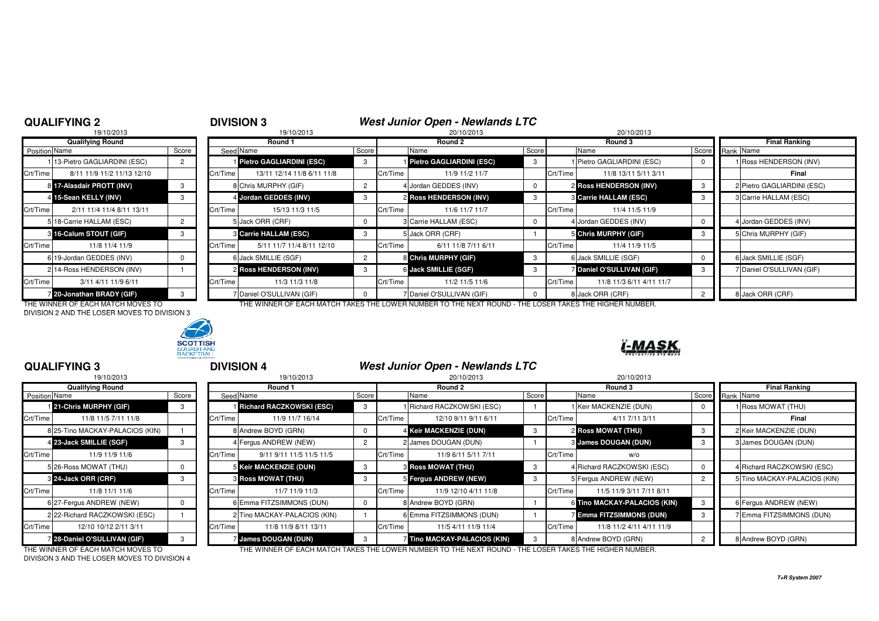## QUALIFYING 2

19/10/2013

| Position | Name | Score |
|---|---|---|
| | **Qualifying Round** | |
| 1 | 13-Pietro GAGLIARDINI (ESC) | 2 |
| Crt/Time | 8/11 11/9 11/2 11/13 12/10 | |
| 8 | **17-Alasdair PROTT (INV)** | 3 |
| 4 | **15-Sean KELLY (INV)** | 3 |
| Crt/Time | 2/11 11/4 11/4 8/11 13/11 | |
| 5 | 18-Carrie HALLAM (ESC) | 2 |
| 3 | **16-Calum STOUT (GIF)** | 3 |
| Crt/Time | 11/8 11/4 11/9 | |
| 6 | 19-Jordan GEDDES (INV) | 0 |
| 2 | 14-Ross HENDERSON (INV) | 1 |
| Crt/Time | 3/11 4/11 11/9 6/11 | |
| 7 | **20-Jonathan BRADY (GIF)** | 3 |

THE WINNER OF EACH MATCH MOVES TO DIVISION 2 AND THE LOSER MOVES TO DIVISION 3

## DIVISION 3

### West Junior Open - Newlands LTC

| Seed | Round 1 (19/10/2013) | Score | | Round 2 (20/10/2013) | Score | | Round 3 (20/10/2013) | Score | Rank | Final Ranking |
|---|---|---|---|---|---|---|---|---|---|---|
| 1 | **Pietro GAGLIARDINI (ESC)** | 3 | 1 | **Pietro GAGLIARDINI (ESC)** | 3 | 1 | Pietro GAGLIARDINI (ESC) | 0 | 1 | Ross HENDERSON (INV) |
| Crt/Time | 13/11 12/14 11/8 6/11 11/8 | | Crt/Time | 11/9 11/2 11/7 | | Crt/Time | 11/8 13/11 5/11 3/11 | | | **Final** |
| 8 | Chris MURPHY (GIF) | 2 | 4 | Jordan GEDDES (INV) | 0 | 2 | **Ross HENDERSON (INV)** | 3 | 2 | Pietro GAGLIARDINI (ESC) |
| 4 | **Jordan GEDDES (INV)** | 3 | 2 | **Ross HENDERSON (INV)** | 3 | 3 | **Carrie HALLAM (ESC)** | 3 | 3 | Carrie HALLAM (ESC) |
| Crt/Time | 15/13 11/3 11/5 | | Crt/Time | 11/6 11/7 11/7 | | Crt/Time | 11/4 11/5 11/9 | | | |
| 5 | Jack ORR (CRF) | 0 | 3 | Carrie HALLAM (ESC) | 0 | 4 | Jordan GEDDES (INV) | 0 | 4 | Jordan GEDDES (INV) |
| 3 | **Carrie HALLAM (ESC)** | 3 | 5 | Jack ORR (CRF) | 1 | 5 | **Chris MURPHY (GIF)** | 3 | 5 | Chris MURPHY (GIF) |
| Crt/Time | 5/11 11/7 11/4 8/11 12/10 | | Crt/Time | 6/11 11/8 7/11 6/11 | | Crt/Time | 11/4 11/9 11/5 | | | |
| 6 | Jack SMILLIE (SGF) | 2 | 8 | **Chris MURPHY (GIF)** | 3 | 6 | Jack SMILLIE (SGF) | 0 | 6 | Jack SMILLIE (SGF) |
| 2 | **Ross HENDERSON (INV)** | 3 | 6 | **Jack SMILLIE (SGF)** | 3 | 7 | **Daniel O'SULLIVAN (GIF)** | 3 | 7 | Daniel O'SULLIVAN (GIF) |
| Crt/Time | 11/3 11/3 11/8 | | Crt/Time | 11/2 11/5 11/6 | | Crt/Time | 11/8 11/3 6/11 4/11 11/7 | | | |
| 7 | Daniel O'SULLIVAN (GIF) | 0 | 7 | Daniel O'SULLIVAN (GIF) | 0 | 8 | Jack ORR (CRF) | 2 | 8 | Jack ORR (CRF) |

THE WINNER OF EACH MATCH TAKES THE LOWER NUMBER TO THE NEXT ROUND - THE LOSER TAKES THE HIGHER NUMBER.

## QUALIFYING 3

19/10/2013

| Position | Name | Score |
|---|---|---|
| | **Qualifying Round** | |
| 1 | **21-Chris MURPHY (GIF)** | 3 |
| Crt/Time | 11/8 11/5 7/11 11/8 | |
| 8 | 25-Tino MACKAY-PALACIOS (KIN) | 1 |
| 4 | **23-Jack SMILLIE (SGF)** | 3 |
| Crt/Time | 11/9 11/9 11/6 | |
| 5 | 26-Ross MOWAT (THU) | 0 |
| 3 | **24-Jack ORR (CRF)** | 3 |
| Crt/Time | 11/8 11/1 11/6 | |
| 6 | 27-Fergus ANDREW (NEW) | 0 |
| 2 | 22-Richard RACZKOWSKI (ESC) | 1 |
| Crt/Time | 12/10 10/12 2/11 3/11 | |
| 7 | **28-Daniel O'SULLIVAN (GIF)** | 3 |

THE WINNER OF EACH MATCH MOVES TO DIVISION 3 AND THE LOSER MOVES TO DIVISION 4

## DIVISION 4

### West Junior Open - Newlands LTC

| Seed | Round 1 (19/10/2013) | Score | | Round 2 (20/10/2013) | Score | | Round 3 (20/10/2013) | Score | Rank | Final Ranking |
|---|---|---|---|---|---|---|---|---|---|---|
| 1 | **Richard RACZKOWSKI (ESC)** | 3 | 1 | Richard RACZKOWSKI (ESC) | 1 | 1 | Keir MACKENZIE (DUN) | 0 | 1 | Ross MOWAT (THU) |
| Crt/Time | 11/9 11/7 16/14 | | Crt/Time | 12/10 9/11 9/11 6/11 | | Crt/Time | 4/11 7/11 3/11 | | | **Final** |
| 8 | Andrew BOYD (GRN) | 0 | 4 | **Keir MACKENZIE (DUN)** | 3 | 2 | **Ross MOWAT (THU)** | 3 | 2 | Keir MACKENZIE (DUN) |
| 4 | Fergus ANDREW (NEW) | 2 | 2 | James DOUGAN (DUN) | 1 | 3 | **James DOUGAN (DUN)** | 3 | 3 | James DOUGAN (DUN) |
| Crt/Time | 9/11 9/11 11/5 11/5 11/5 | | Crt/Time | 11/9 6/11 5/11 7/11 | | Crt/Time | w/o | | | |
| 5 | **Keir MACKENZIE (DUN)** | 3 | 3 | **Ross MOWAT (THU)** | 3 | 4 | Richard RACZKOWSKI (ESC) | 0 | 4 | Richard RACZKOWSKI (ESC) |
| 3 | **Ross MOWAT (THU)** | 3 | 5 | **Fergus ANDREW (NEW)** | 3 | 5 | Fergus ANDREW (NEW) | 2 | 5 | Tino MACKAY-PALACIOS (KIN) |
| Crt/Time | 11/7 11/9 11/3 | | Crt/Time | 11/9 12/10 4/11 11/8 | | Crt/Time | 11/5 11/9 3/11 7/11 8/11 | | | |
| 6 | Emma FITZSIMMONS (DUN) | 0 | 8 | Andrew BOYD (GRN) | 1 | 6 | **Tino MACKAY-PALACIOS (KIN)** | 3 | 6 | Fergus ANDREW (NEW) |
| 2 | Tino MACKAY-PALACIOS (KIN) | 1 | 6 | Emma FITZSIMMONS (DUN) | 1 | 7 | **Emma FITZSIMMONS (DUN)** | 3 | 7 | Emma FITZSIMMONS (DUN) |
| Crt/Time | 11/8 11/9 8/11 13/11 | | Crt/Time | 11/5 4/11 11/9 11/4 | | Crt/Time | 11/8 11/2 4/11 4/11 11/9 | | | |
| 7 | **James DOUGAN (DUN)** | 3 | 7 | **Tino MACKAY-PALACIOS (KIN)** | 3 | 8 | Andrew BOYD (GRN) | 2 | 8 | Andrew BOYD (GRN) |

THE WINNER OF EACH MATCH TAKES THE LOWER NUMBER TO THE NEXT ROUND - THE LOSER TAKES THE HIGHER NUMBER.

*T+R System 2007*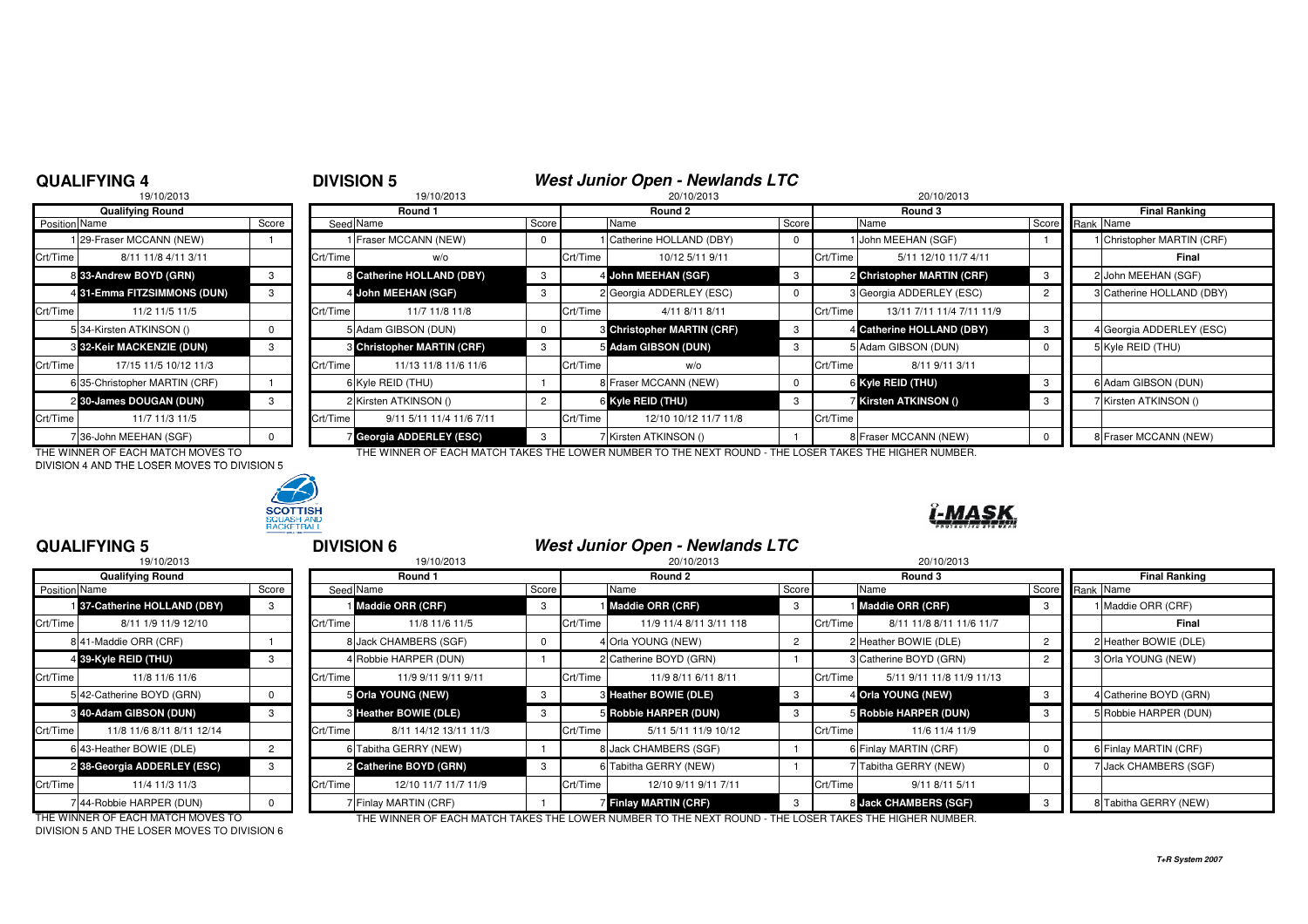## QUALIFYING 4

19/10/2013

| Qualifying Round | | Score |
|---|---|---|
| Position | Name | |
| 1 | 29-Fraser MCCANN (NEW) | 1 |
| Crt/Time | 8/11 11/8 4/11 3/11 | |
| 8 | **33-Andrew BOYD (GRN)** | 3 |
| 4 | **31-Emma FITZSIMMONS (DUN)** | 3 |
| Crt/Time | 11/2 11/5 11/5 | |
| 5 | 34-Kirsten ATKINSON () | 0 |
| 3 | **32-Keir MACKENZIE (DUN)** | 3 |
| Crt/Time | 17/15 11/5 10/12 11/3 | |
| 6 | 35-Christopher MARTIN (CRF) | 1 |
| 2 | **30-James DOUGAN (DUN)** | 3 |
| Crt/Time | 11/7 11/3 11/5 | |
| 7 | 36-John MEEHAN (SGF) | 0 |

THE WINNER OF EACH MATCH MOVES TO DIVISION 4 AND THE LOSER MOVES TO DIVISION 5

## DIVISION 5

### West Junior Open - Newlands LTC

| Round 1 (19/10/2013) | | Score | Round 2 (20/10/2013) | | Score | Round 3 (20/10/2013) | | Score | Final Ranking | |
|---|---|---|---|---|---|---|---|---|---|---|
| Seed | Name | | | Name | | | Name | | Rank | Name |
| 1 | Fraser MCCANN (NEW) | 0 | 1 | Catherine HOLLAND (DBY) | 0 | 1 | John MEEHAN (SGF) | 1 | 1 | Christopher MARTIN (CRF) |
| Crt/Time | w/o | | Crt/Time | 10/12 5/11 9/11 | | Crt/Time | 5/11 12/10 11/7 4/11 | | | **Final** |
| 8 | **Catherine HOLLAND (DBY)** | 3 | 4 | **John MEEHAN (SGF)** | 3 | 2 | **Christopher MARTIN (CRF)** | 3 | 2 | John MEEHAN (SGF) |
| 4 | **John MEEHAN (SGF)** | 3 | 2 | Georgia ADDERLEY (ESC) | 0 | 3 | Georgia ADDERLEY (ESC) | 2 | 3 | Catherine HOLLAND (DBY) |
| Crt/Time | 11/7 11/8 11/8 | | Crt/Time | 4/11 8/11 8/11 | | Crt/Time | 13/11 7/11 11/4 7/11 11/9 | | | |
| 5 | Adam GIBSON (DUN) | 0 | 3 | **Christopher MARTIN (CRF)** | 3 | 4 | **Catherine HOLLAND (DBY)** | 3 | 4 | Georgia ADDERLEY (ESC) |
| 3 | **Christopher MARTIN (CRF)** | 3 | 5 | **Adam GIBSON (DUN)** | 3 | 5 | Adam GIBSON (DUN) | 0 | 5 | Kyle REID (THU) |
| Crt/Time | 11/13 11/8 11/6 11/6 | | Crt/Time | w/o | | Crt/Time | 8/11 9/11 3/11 | | | |
| 6 | Kyle REID (THU) | 1 | 8 | Fraser MCCANN (NEW) | 0 | 6 | **Kyle REID (THU)** | 3 | 6 | Adam GIBSON (DUN) |
| 2 | Kirsten ATKINSON () | 2 | 6 | **Kyle REID (THU)** | 3 | 7 | **Kirsten ATKINSON ()** | 3 | 7 | Kirsten ATKINSON () |
| Crt/Time | 9/11 5/11 11/4 11/6 7/11 | | Crt/Time | 12/10 10/12 11/7 11/8 | | Crt/Time | | | | |
| 7 | **Georgia ADDERLEY (ESC)** | 3 | 7 | Kirsten ATKINSON () | 1 | 8 | Fraser MCCANN (NEW) | 0 | 8 | Fraser MCCANN (NEW) |

THE WINNER OF EACH MATCH TAKES THE LOWER NUMBER TO THE NEXT ROUND - THE LOSER TAKES THE HIGHER NUMBER.

## QUALIFYING 5

19/10/2013

| Qualifying Round | | Score |
|---|---|---|
| Position | Name | |
| 1 | **37-Catherine HOLLAND (DBY)** | 3 |
| Crt/Time | 8/11 1/9 11/9 12/10 | |
| 8 | 41-Maddie ORR (CRF) | 1 |
| 4 | **39-Kyle REID (THU)** | 3 |
| Crt/Time | 11/8 11/6 11/6 | |
| 5 | 42-Catherine BOYD (GRN) | 0 |
| 3 | **40-Adam GIBSON (DUN)** | 3 |
| Crt/Time | 11/8 11/6 8/11 8/11 12/14 | |
| 6 | 43-Heather BOWIE (DLE) | 2 |
| 2 | **38-Georgia ADDERLEY (ESC)** | 3 |
| Crt/Time | 11/4 11/3 11/3 | |
| 7 | 44-Robbie HARPER (DUN) | 0 |

THE WINNER OF EACH MATCH MOVES TO DIVISION 5 AND THE LOSER MOVES TO DIVISION 6

## DIVISION 6

### West Junior Open - Newlands LTC

| Round 1 (19/10/2013) | | Score | Round 2 (20/10/2013) | | Score | Round 3 (20/10/2013) | | Score | Final Ranking | |
|---|---|---|---|---|---|---|---|---|---|---|
| Seed | Name | | | Name | | | Name | | Rank | Name |
| 1 | **Maddie ORR (CRF)** | 3 | 1 | **Maddie ORR (CRF)** | 3 | 1 | **Maddie ORR (CRF)** | 3 | 1 | Maddie ORR (CRF) |
| Crt/Time | 11/8 11/6 11/5 | | Crt/Time | 11/9 11/4 8/11 3/11 118 | | Crt/Time | 8/11 11/8 8/11 11/6 11/7 | | | **Final** |
| 8 | Jack CHAMBERS (SGF) | 0 | 4 | Orla YOUNG (NEW) | 2 | 2 | Heather BOWIE (DLE) | 2 | 2 | Heather BOWIE (DLE) |
| 4 | Robbie HARPER (DUN) | 1 | 2 | Catherine BOYD (GRN) | 1 | 3 | Catherine BOYD (GRN) | 2 | 3 | Orla YOUNG (NEW) |
| Crt/Time | 11/9 9/11 9/11 9/11 | | Crt/Time | 11/9 8/11 6/11 8/11 | | Crt/Time | 5/11 9/11 11/8 11/9 11/13 | | | |
| 5 | **Orla YOUNG (NEW)** | 3 | 3 | **Heather BOWIE (DLE)** | 3 | 4 | **Orla YOUNG (NEW)** | 3 | 4 | Catherine BOYD (GRN) |
| 3 | **Heather BOWIE (DLE)** | 3 | 5 | **Robbie HARPER (DUN)** | 3 | 5 | **Robbie HARPER (DUN)** | 3 | 5 | Robbie HARPER (DUN) |
| Crt/Time | 8/11 14/12 13/11 11/3 | | Crt/Time | 5/11 5/11 11/9 10/12 | | Crt/Time | 11/6 11/4 11/9 | | | |
| 6 | Tabitha GERRY (NEW) | 1 | 8 | Jack CHAMBERS (SGF) | 1 | 6 | Finlay MARTIN (CRF) | 0 | 6 | Finlay MARTIN (CRF) |
| 2 | **Catherine BOYD (GRN)** | 3 | 6 | Tabitha GERRY (NEW) | 1 | 7 | Tabitha GERRY (NEW) | 0 | 7 | Jack CHAMBERS (SGF) |
| Crt/Time | 12/10 11/7 11/7 11/9 | | Crt/Time | 12/10 9/11 9/11 7/11 | | Crt/Time | 9/11 8/11 5/11 | | | |
| 7 | Finlay MARTIN (CRF) | 1 | 7 | **Finlay MARTIN (CRF)** | 3 | 8 | **Jack CHAMBERS (SGF)** | 3 | 8 | Tabitha GERRY (NEW) |

THE WINNER OF EACH MATCH TAKES THE LOWER NUMBER TO THE NEXT ROUND - THE LOSER TAKES THE HIGHER NUMBER.

*T+R System 2007*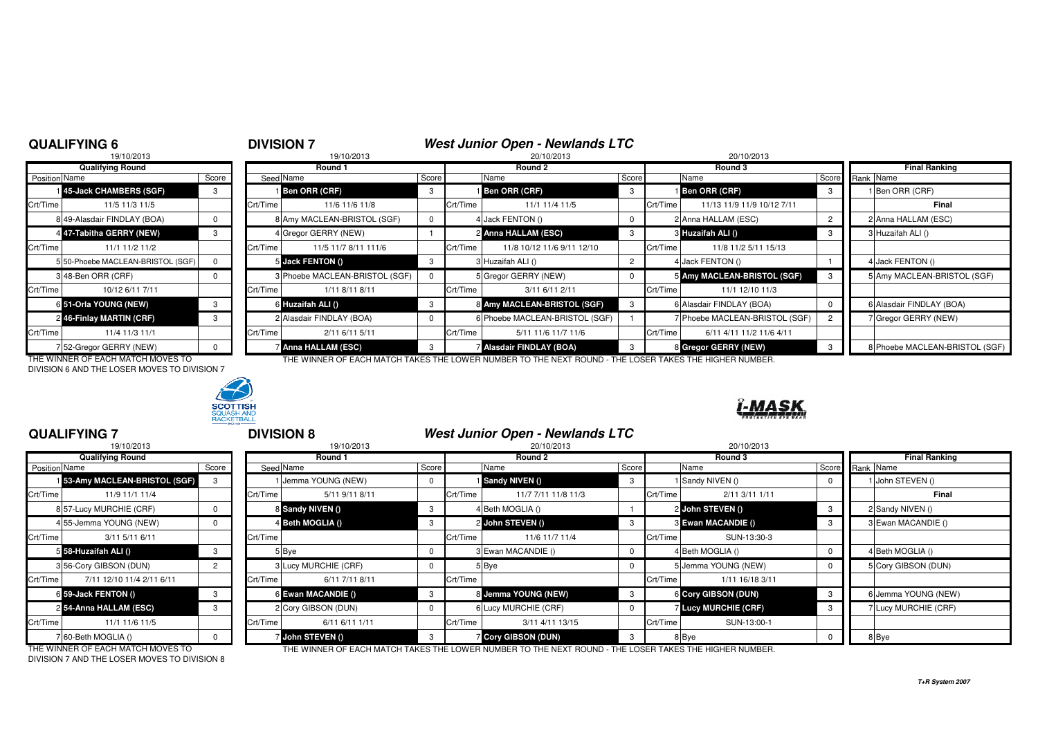## QUALIFYING 6

19/10/2013

| Position | Qualifying Round | Score |
|---|---|---|
| 1 | **45-Jack CHAMBERS (SGF)** | 3 |
| Crt/Time | 11/5 11/3 11/5 | |
| 8 | 49-Alasdair FINDLAY (BOA) | 0 |
| 4 | **47-Tabitha GERRY (NEW)** | 3 |
| Crt/Time | 11/1 11/2 11/2 | |
| 5 | 50-Phoebe MACLEAN-BRISTOL (SGF) | 0 |
| 3 | 48-Ben ORR (CRF) | 0 |
| Crt/Time | 10/12 6/11 7/11 | |
| 6 | **51-Orla YOUNG (NEW)** | 3 |
| 2 | **46-Finlay MARTIN (CRF)** | 3 |
| Crt/Time | 11/4 11/3 11/1 | |
| 7 | 52-Gregor GERRY (NEW) | 0 |

THE WINNER OF EACH MATCH MOVES TO DIVISION 6 AND THE LOSER MOVES TO DIVISION 7

## DIVISION 7

### West Junior Open - Newlands LTC

| Seed | Round 1 (19/10/2013) | Score | | Round 2 (20/10/2013) | Score | | Round 3 (20/10/2013) | Score | Rank | Final Ranking |
|---|---|---|---|---|---|---|---|---|---|---|
| 1 | **Ben ORR (CRF)** | 3 | 1 | **Ben ORR (CRF)** | 3 | 1 | **Ben ORR (CRF)** | 3 | 1 | Ben ORR (CRF) |
| Crt/Time | 11/6 11/6 11/8 | | Crt/Time | 11/1 11/4 11/5 | | Crt/Time | 11/13 11/9 11/9 10/12 7/11 | | | **Final** |
| 8 | Amy MACLEAN-BRISTOL (SGF) | 0 | 4 | Jack FENTON () | 0 | 2 | Anna HALLAM (ESC) | 2 | 2 | Anna HALLAM (ESC) |
| 4 | Gregor GERRY (NEW) | 1 | 2 | **Anna HALLAM (ESC)** | 3 | 3 | **Huzaifah ALI ()** | 3 | 3 | Huzaifah ALI () |
| Crt/Time | 11/5 11/7 8/11 111/6 | | Crt/Time | 11/8 10/12 11/6 9/11 12/10 | | Crt/Time | 11/8 11/2 5/11 15/13 | | | |
| 5 | **Jack FENTON ()** | 3 | 3 | Huzaifah ALI () | 2 | 4 | Jack FENTON () | 1 | 4 | Jack FENTON () |
| 3 | Phoebe MACLEAN-BRISTOL (SGF) | 0 | 5 | Gregor GERRY (NEW) | 0 | 5 | **Amy MACLEAN-BRISTOL (SGF)** | 3 | 5 | Amy MACLEAN-BRISTOL (SGF) |
| Crt/Time | 1/11 8/11 8/11 | | Crt/Time | 3/11 6/11 2/11 | | Crt/Time | 11/1 12/10 11/3 | | | |
| 6 | **Huzaifah ALI ()** | 3 | 8 | **Amy MACLEAN-BRISTOL (SGF)** | 3 | 6 | Alasdair FINDLAY (BOA) | 0 | 6 | Alasdair FINDLAY (BOA) |
| 2 | Alasdair FINDLAY (BOA) | 0 | 6 | Phoebe MACLEAN-BRISTOL (SGF) | 1 | 7 | Phoebe MACLEAN-BRISTOL (SGF) | 2 | 7 | Gregor GERRY (NEW) |
| Crt/Time | 2/11 6/11 5/11 | | Crt/Time | 5/11 11/6 11/7 11/6 | | Crt/Time | 6/11 4/11 11/2 11/6 4/11 | | | |
| 7 | **Anna HALLAM (ESC)** | 3 | 7 | **Alasdair FINDLAY (BOA)** | 3 | 8 | **Gregor GERRY (NEW)** | 3 | 8 | Phoebe MACLEAN-BRISTOL (SGF) |

THE WINNER OF EACH MATCH TAKES THE LOWER NUMBER TO THE NEXT ROUND - THE LOSER TAKES THE HIGHER NUMBER.

## QUALIFYING 7

19/10/2013

| Position | Qualifying Round | Score |
|---|---|---|
| 1 | **53-Amy MACLEAN-BRISTOL (SGF)** | 3 |
| Crt/Time | 11/9 11/1 11/4 | |
| 8 | 57-Lucy MURCHIE (CRF) | 0 |
| 4 | 55-Jemma YOUNG (NEW) | 0 |
| Crt/Time | 3/11 5/11 6/11 | |
| 5 | **58-Huzaifah ALI ()** | 3 |
| 3 | 56-Cory GIBSON (DUN) | 2 |
| Crt/Time | 7/11 12/10 11/4 2/11 6/11 | |
| 6 | **59-Jack FENTON ()** | 3 |
| 2 | **54-Anna HALLAM (ESC)** | 3 |
| Crt/Time | 11/1 11/6 11/5 | |
| 7 | 60-Beth MOGLIA () | 0 |

THE WINNER OF EACH MATCH MOVES TO DIVISION 7 AND THE LOSER MOVES TO DIVISION 8

## DIVISION 8

### West Junior Open - Newlands LTC

| Seed | Round 1 (19/10/2013) | Score | | Round 2 (20/10/2013) | Score | | Round 3 (20/10/2013) | Score | Rank | Final Ranking |
|---|---|---|---|---|---|---|---|---|---|---|
| 1 | Jemma YOUNG (NEW) | 0 | 1 | **Sandy NIVEN ()** | 3 | 1 | Sandy NIVEN () | 0 | 1 | John STEVEN () |
| Crt/Time | 5/11 9/11 8/11 | | Crt/Time | 11/7 7/11 11/8 11/3 | | Crt/Time | 2/11 3/11 1/11 | | | **Final** |
| 8 | **Sandy NIVEN ()** | 3 | 4 | Beth MOGLIA () | 1 | 2 | **John STEVEN ()** | 3 | 2 | Sandy NIVEN () |
| 4 | **Beth MOGLIA ()** | 3 | 2 | **John STEVEN ()** | 3 | 3 | **Ewan MACANDIE ()** | 3 | 3 | Ewan MACANDIE () |
| Crt/Time | | | Crt/Time | 11/6 11/7 11/4 | | Crt/Time | SUN-13:30-3 | | | |
| 5 | Bye | 0 | 3 | Ewan MACANDIE () | 0 | 4 | Beth MOGLIA () | 0 | 4 | Beth MOGLIA () |
| 3 | Lucy MURCHIE (CRF) | 0 | 5 | Bye | 0 | 5 | Jemma YOUNG (NEW) | 0 | 5 | Cory GIBSON (DUN) |
| Crt/Time | 6/11 7/11 8/11 | | Crt/Time | | | Crt/Time | 1/11 16/18 3/11 | | | |
| 6 | **Ewan MACANDIE ()** | 3 | 8 | **Jemma YOUNG (NEW)** | 3 | 6 | **Cory GIBSON (DUN)** | 3 | 6 | Jemma YOUNG (NEW) |
| 2 | Cory GIBSON (DUN) | 0 | 6 | Lucy MURCHIE (CRF) | 0 | 7 | **Lucy MURCHIE (CRF)** | 3 | 7 | Lucy MURCHIE (CRF) |
| Crt/Time | 6/11 6/11 1/11 | | Crt/Time | 3/11 4/11 13/15 | | Crt/Time | SUN-13:00-1 | | | |
| 7 | **John STEVEN ()** | 3 | 7 | **Cory GIBSON (DUN)** | 3 | 8 | Bye | 0 | 8 | Bye |

THE WINNER OF EACH MATCH TAKES THE LOWER NUMBER TO THE NEXT ROUND - THE LOSER TAKES THE HIGHER NUMBER.

T+R System 2007